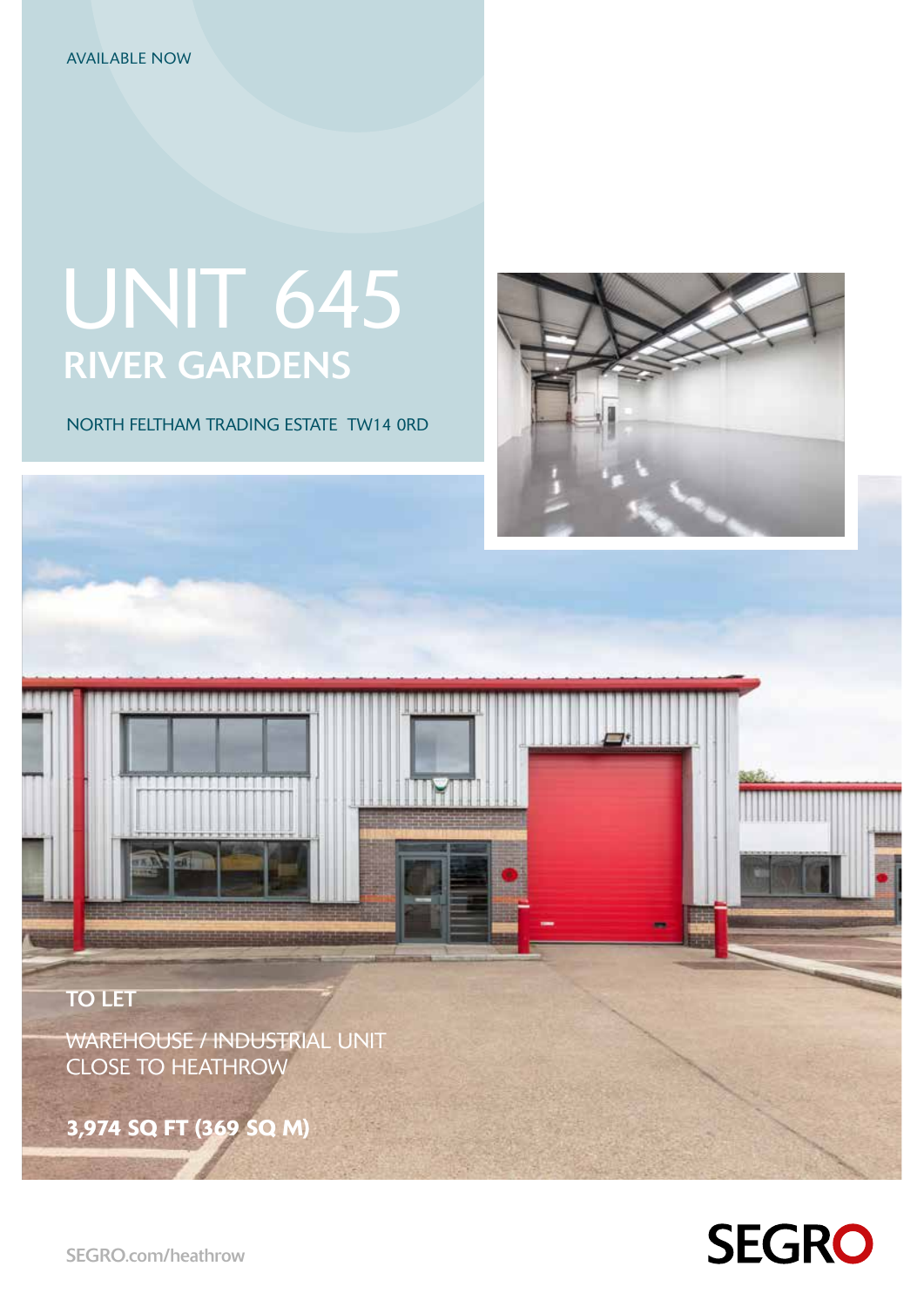AVAILABLE NOW

# UNIT 645
## RIVER GARDENS

NORTH FELTHAM TRADING ESTATE TW14 0RD

**TO LET**

WAREHOUSE / INDUSTRIAL UNIT
CLOSE TO HEATHROW

**3,974 SQ FT (369 SQ M)**

SEGRO.com/heathrow

SEGRO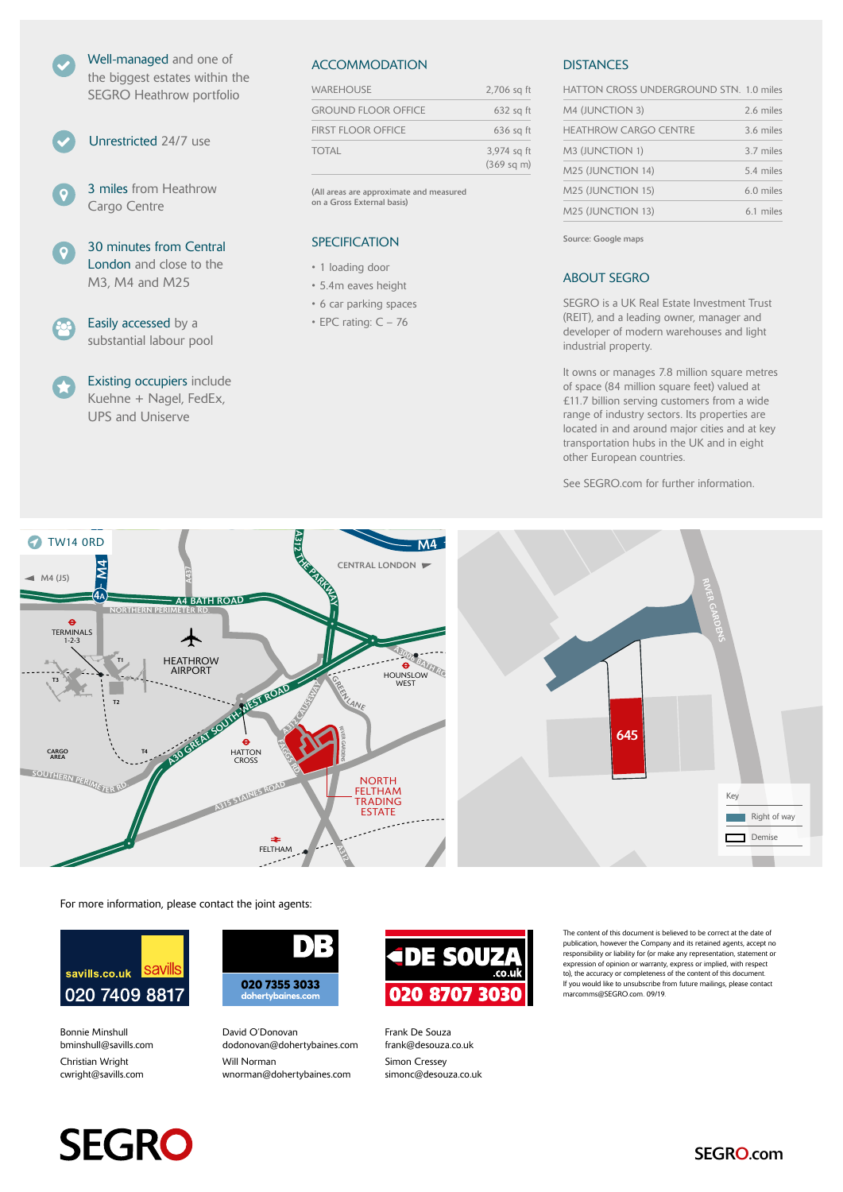- **Well-managed** and one of the biggest estates within the SEGRO Heathrow portfolio
- **Unrestricted** 24/7 use
- **3 miles** from Heathrow Cargo Centre
- **30 minutes from Central London** and close to the M3, M4 and M25
- **Easily accessed** by a substantial labour pool
- **Existing occupiers** include Kuehne + Nagel, FedEx, UPS and Uniserve

## ACCOMMODATION

| | |
|---|---|
| WAREHOUSE | 2,706 sq ft |
| GROUND FLOOR OFFICE | 632 sq ft |
| FIRST FLOOR OFFICE | 636 sq ft |
| TOTAL | 3,974 sq ft (369 sq m) |

(All areas are approximate and measured on a Gross External basis)

## SPECIFICATION

- 1 loading door
- 5.4m eaves height
- 6 car parking spaces
- EPC rating: C – 76

## DISTANCES

| | |
|---|---|
| HATTON CROSS UNDERGROUND STN. | 1.0 miles |
| M4 (JUNCTION 3) | 2.6 miles |
| HEATHROW CARGO CENTRE | 3.6 miles |
| M3 (JUNCTION 1) | 3.7 miles |
| M25 (JUNCTION 14) | 5.4 miles |
| M25 (JUNCTION 15) | 6.0 miles |
| M25 (JUNCTION 13) | 6.1 miles |

Source: Google maps

## ABOUT SEGRO

SEGRO is a UK Real Estate Investment Trust (REIT), and a leading owner, manager and developer of modern warehouses and light industrial property.

It owns or manages 7.8 million square metres of space (84 million square feet) valued at £11.7 billion serving customers from a wide range of industry sectors. Its properties are located in and around major cities and at key transportation hubs in the UK and in eight other European countries.

See SEGRO.com for further information.

TW14 0RD

M4 (J5)
M4
4A
A4 BATH ROAD
NORTHERN PERIMETER RD
A312 THE PARKWAY
CENTRAL LONDON
TERMINALS 1-2-3
T1
T2
T3
T4
HEATHROW AIRPORT
CARGO AREA
SOUTHERN PERIMETER RD
A30 GREAT SOUTH-WEST ROAD
HATTON CROSS
A3006 BATH RD
HOUNSLOW WEST
GREEN LANE
A312 CAUSEWAY
FAGGS RD
RIVER GARDENS
NORTH FELTHAM TRADING ESTATE
A315 STAINES ROAD
FELTHAM
A312

RIVER GARDENS
645
Key
Right of way
Demise

For more information, please contact the joint agents:

savills.co.uk
020 7409 8817

Bonnie Minshull
bminshull@savills.com

Christian Wright
cwright@savills.com

DB
020 7355 3033
dohertybaines.com

David O'Donovan
dodonovan@dohertybaines.com

Will Norman
wnorman@dohertybaines.com

DE SOUZA .co.uk
020 8707 3030

Frank De Souza
frank@desouza.co.uk

Simon Cressey
simonc@desouza.co.uk

The content of this document is believed to be correct at the date of publication, however the Company and its retained agents, accept no responsibility or liability for (or make any representation, statement or expression of opinion or warranty, express or implied, with respect to), the accuracy or completeness of the content of this document. If you would like to unsubscribe from future mailings, please contact marcomms@SEGRO.com. 09/19.

SEGRO

SEGRO.com